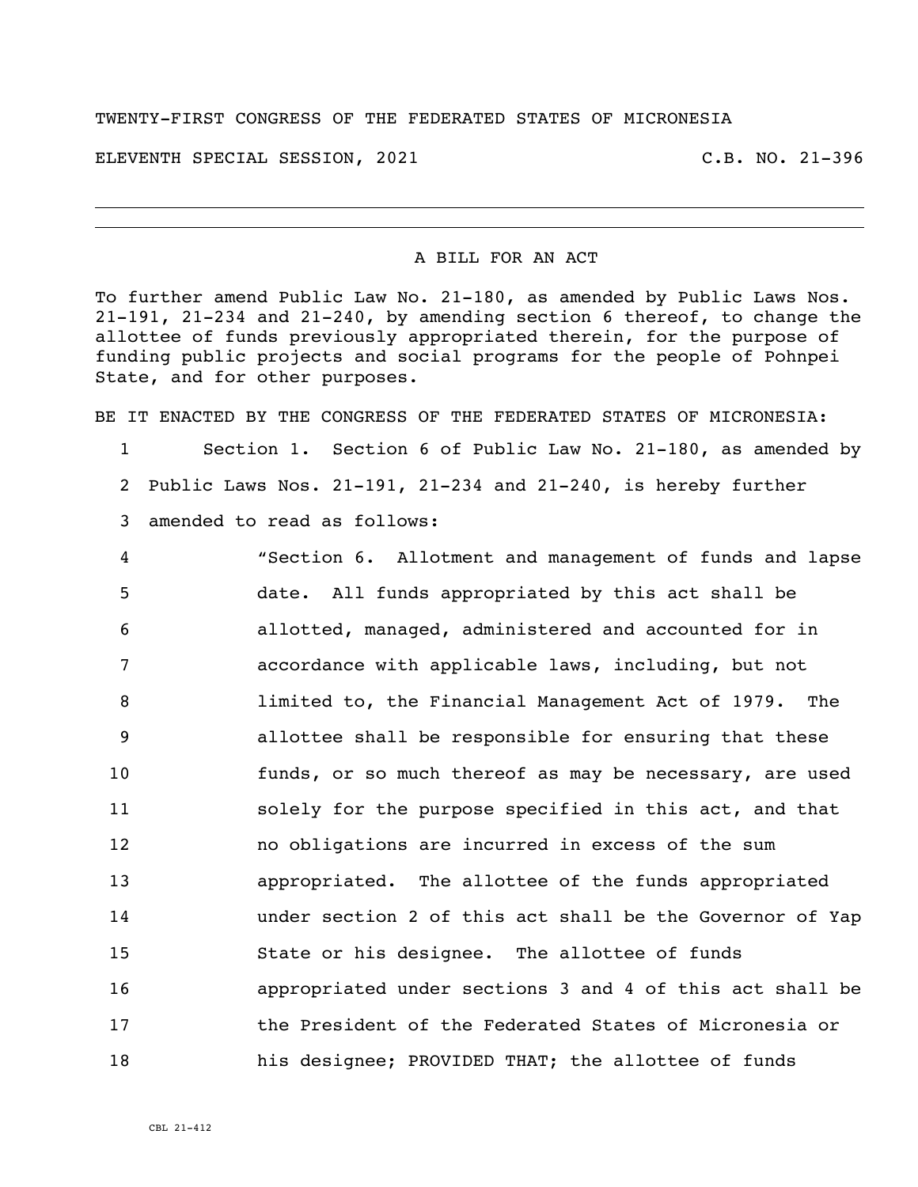TWENTY-FIRST CONGRESS OF THE FEDERATED STATES OF MICRONESIA

ELEVENTH SPECIAL SESSION, 2021 C.B. NO. 21-396

---

A BILL FOR AN ACT

To further amend Public Law No. 21-180, as amended by Public Laws Nos. 21-191, 21-234 and 21-240, by amending section 6 thereof, to change the allottee of funds previously appropriated therein, for the purpose of funding public projects and social programs for the people of Pohnpei State, and for other purposes.

BE IT ENACTED BY THE CONGRESS OF THE FEDERATED STATES OF MICRONESIA:

1 Section 1. Section 6 of Public Law No. 21-180, as amended by
2 Public Laws Nos. 21-191, 21-234 and 21-240, is hereby further
3 amended to read as follows:

4 "Section 6. Allotment and management of funds and lapse
5 date. All funds appropriated by this act shall be
6 allotted, managed, administered and accounted for in
7 accordance with applicable laws, including, but not
8 limited to, the Financial Management Act of 1979. The
9 allottee shall be responsible for ensuring that these
10 funds, or so much thereof as may be necessary, are used
11 solely for the purpose specified in this act, and that
12 no obligations are incurred in excess of the sum
13 appropriated. The allottee of the funds appropriated
14 under section 2 of this act shall be the Governor of Yap
15 State or his designee. The allottee of funds
16 appropriated under sections 3 and 4 of this act shall be
17 the President of the Federated States of Micronesia or
18 his designee; PROVIDED THAT; the allottee of funds

CBL 21-412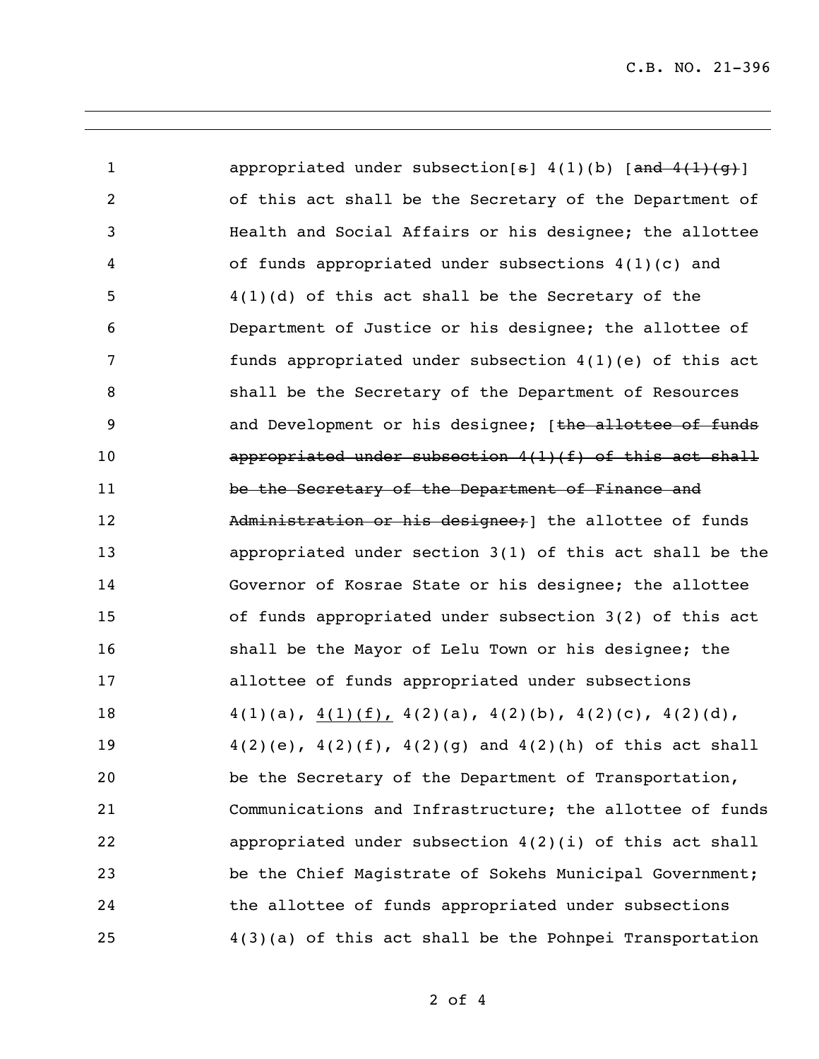appropriated under subsection[~~s~~] 4(1)(b) [~~and 4(1)(g)~~] of this act shall be the Secretary of the Department of Health and Social Affairs or his designee; the allottee of funds appropriated under subsections 4(1)(c) and 4(1)(d) of this act shall be the Secretary of the Department of Justice or his designee; the allottee of funds appropriated under subsection 4(1)(e) of this act shall be the Secretary of the Department of Resources and Development or his designee; [~~the allottee of funds appropriated under subsection 4(1)(f) of this act shall be the Secretary of the Department of Finance and Administration or his designee;~~] the allottee of funds appropriated under section 3(1) of this act shall be the Governor of Kosrae State or his designee; the allottee of funds appropriated under subsection 3(2) of this act shall be the Mayor of Lelu Town or his designee; the allottee of funds appropriated under subsections 4(1)(a), <u>4(1)(f),</u> 4(2)(a), 4(2)(b), 4(2)(c), 4(2)(d), 4(2)(e), 4(2)(f), 4(2)(g) and 4(2)(h) of this act shall be the Secretary of the Department of Transportation, Communications and Infrastructure; the allottee of funds appropriated under subsection 4(2)(i) of this act shall be the Chief Magistrate of Sokehs Municipal Government; the allottee of funds appropriated under subsections 4(3)(a) of this act shall be the Pohnpei Transportation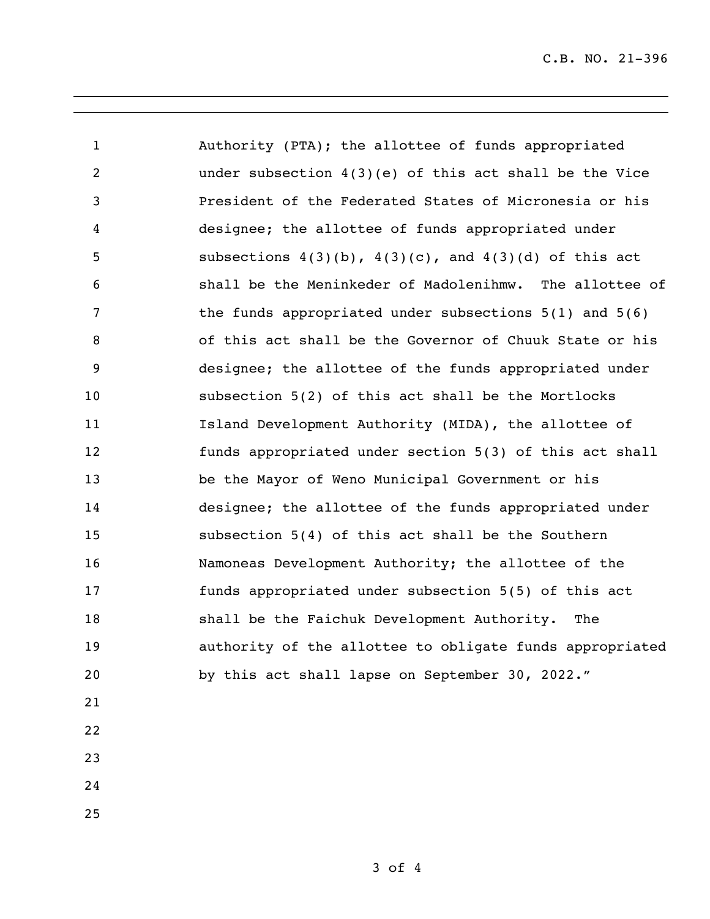Authority (PTA); the allottee of funds appropriated under subsection 4(3)(e) of this act shall be the Vice President of the Federated States of Micronesia or his designee; the allottee of funds appropriated under subsections 4(3)(b), 4(3)(c), and 4(3)(d) of this act shall be the Meninkeder of Madolenihmw. The allottee of the funds appropriated under subsections 5(1) and 5(6) of this act shall be the Governor of Chuuk State or his designee; the allottee of the funds appropriated under subsection 5(2) of this act shall be the Mortlocks Island Development Authority (MIDA), the allottee of funds appropriated under section 5(3) of this act shall be the Mayor of Weno Municipal Government or his designee; the allottee of the funds appropriated under subsection 5(4) of this act shall be the Southern Namoneas Development Authority; the allottee of the funds appropriated under subsection 5(5) of this act shall be the Faichuk Development Authority. The authority of the allottee to obligate funds appropriated by this act shall lapse on September 30, 2022."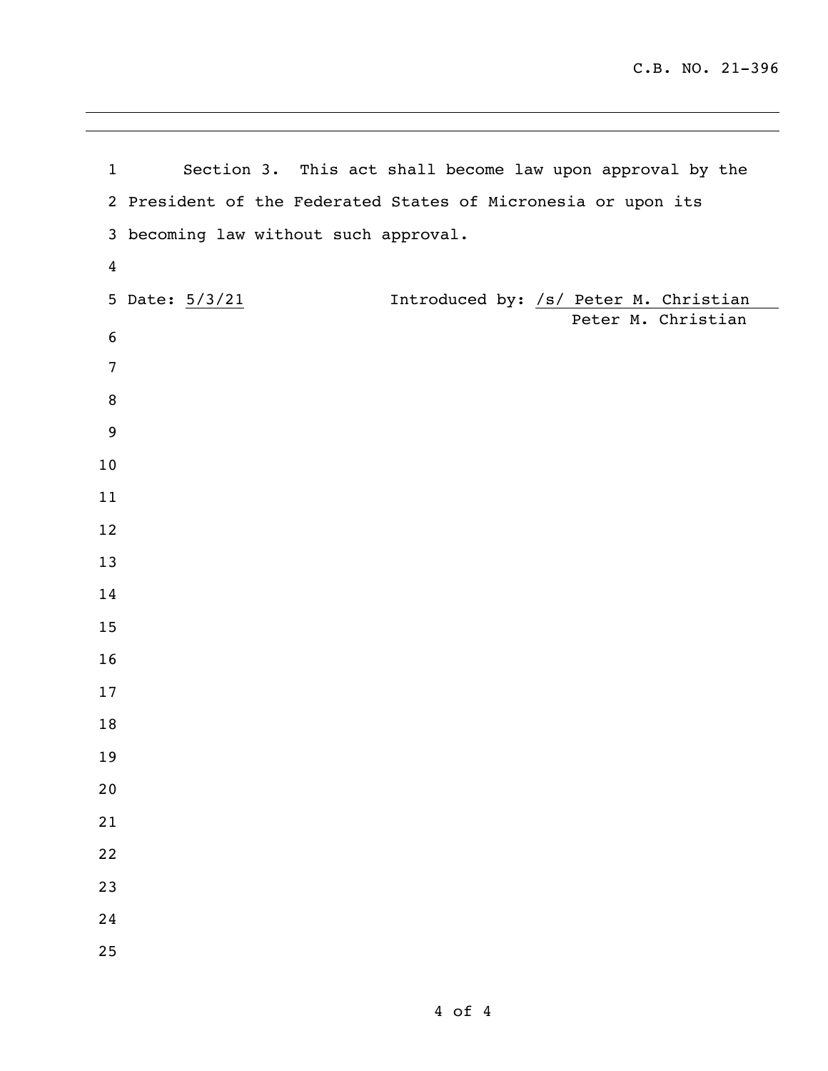Section 3. This act shall become law upon approval by the President of the Federated States of Micronesia or upon its becoming law without such approval.

Date: 5/3/21 Introduced by: /s/ Peter M. Christian

Peter M. Christian